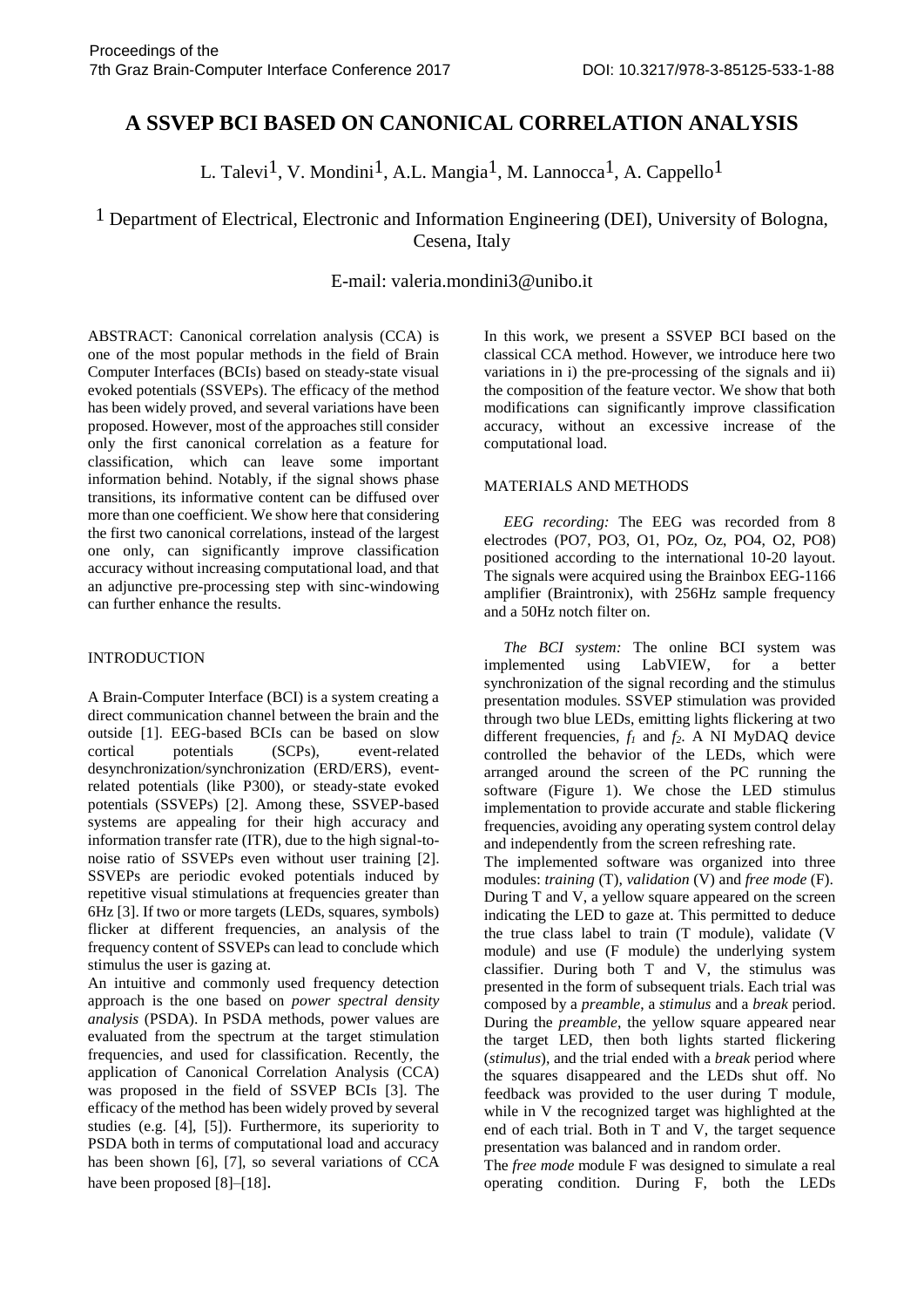# A SSVEP BCI BASED ON CANONICAL CORRELATION ANALYSIS

L. Talevi[1], V. Mondini[1], A.L. Mangia[1], M. Lannocca[1], A. Cappello[1]

[1] Department of Electrical, Electronic and Information Engineering (DEI), University of Bologna, Cesena, Italy

E-mail: valeria.mondini3@unibo.it

ABSTRACT: Canonical correlation analysis (CCA) is one of the most popular methods in the field of Brain Computer Interfaces (BCIs) based on steady-state visual evoked potentials (SSVEPs). The efficacy of the method has been widely proved, and several variations have been proposed. However, most of the approaches still consider only the first canonical correlation as a feature for classification, which can leave some important information behind. Notably, if the signal shows phase transitions, its informative content can be diffused over more than one coefficient. We show here that considering the first two canonical correlations, instead of the largest one only, can significantly improve classification accuracy without increasing computational load, and that an adjunctive pre-processing step with sinc-windowing can further enhance the results.

## INTRODUCTION

A Brain-Computer Interface (BCI) is a system creating a direct communication channel between the brain and the outside [1]. EEG-based BCIs can be based on slow cortical potentials (SCPs), event-related desynchronization/synchronization (ERD/ERS), event-related potentials (like P300), or steady-state evoked potentials (SSVEPs) [2]. Among these, SSVEP-based systems are appealing for their high accuracy and information transfer rate (ITR), due to the high signal-to-noise ratio of SSVEPs even without user training [2]. SSVEPs are periodic evoked potentials induced by repetitive visual stimulations at frequencies greater than 6Hz [3]. If two or more targets (LEDs, squares, symbols) flicker at different frequencies, an analysis of the frequency content of SSVEPs can lead to conclude which stimulus the user is gazing at.

An intuitive and commonly used frequency detection approach is the one based on *power spectral density analysis* (PSDA). In PSDA methods, power values are evaluated from the spectrum at the target stimulation frequencies, and used for classification. Recently, the application of Canonical Correlation Analysis (CCA) was proposed in the field of SSVEP BCIs [3]. The efficacy of the method has been widely proved by several studies (e.g. [4], [5]). Furthermore, its superiority to PSDA both in terms of computational load and accuracy has been shown [6], [7], so several variations of CCA have been proposed [8]–[18].

In this work, we present a SSVEP BCI based on the classical CCA method. However, we introduce here two variations in i) the pre-processing of the signals and ii) the composition of the feature vector. We show that both modifications can significantly improve classification accuracy, without an excessive increase of the computational load.

## MATERIALS AND METHODS

*EEG recording:* The EEG was recorded from 8 electrodes (PO7, PO3, O1, POz, Oz, PO4, O2, PO8) positioned according to the international 10-20 layout. The signals were acquired using the Brainbox EEG-1166 amplifier (Braintronix), with 256Hz sample frequency and a 50Hz notch filter on.

*The BCI system:* The online BCI system was implemented using LabVIEW, for a better synchronization of the signal recording and the stimulus presentation modules. SSVEP stimulation was provided through two blue LEDs, emitting lights flickering at two different frequencies, $f_1$ and $f_2$. A NI MyDAQ device controlled the behavior of the LEDs, which were arranged around the screen of the PC running the software (Figure 1). We chose the LED stimulus implementation to provide accurate and stable flickering frequencies, avoiding any operating system control delay and independently from the screen refreshing rate.

The implemented software was organized into three modules: *training* (T), *validation* (V) and *free mode* (F). During T and V, a yellow square appeared on the screen indicating the LED to gaze at. This permitted to deduce the true class label to train (T module), validate (V module) and use (F module) the underlying system classifier. During both T and V, the stimulus was presented in the form of subsequent trials. Each trial was composed by a *preamble*, a *stimulus* and a *break* period. During the *preamble*, the yellow square appeared near the target LED, then both lights started flickering (*stimulus*), and the trial ended with a *break* period where the squares disappeared and the LEDs shut off. No feedback was provided to the user during T module, while in V the recognized target was highlighted at the end of each trial. Both in T and V, the target sequence presentation was balanced and in random order.

The *free mode* module F was designed to simulate a real operating condition. During F, both the LEDs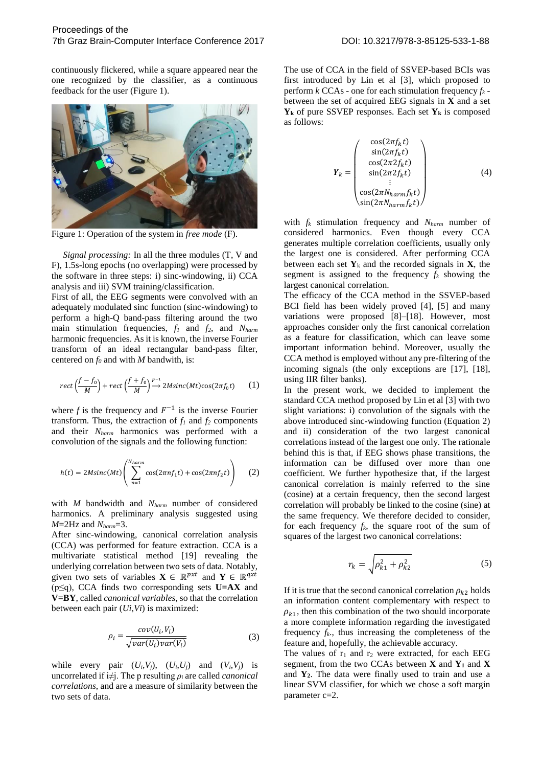continuously flickered, while a square appeared near the one recognized by the classifier, as a continuous feedback for the user (Figure 1).

Figure 1: Operation of the system in *free mode* (F).

*Signal processing:* In all the three modules (T, V and F), 1.5s-long epochs (no overlapping) were processed by the software in three steps: i) sinc-windowing, ii) CCA analysis and iii) SVM training/classification.

First of all, the EEG segments were convolved with an adequately modulated sinc function (sinc-windowing) to perform a high-Q band-pass filtering around the two main stimulation frequencies, $f_1$ and $f_2$, and $N_{harm}$ harmonic frequencies. As it is known, the inverse Fourier transform of an ideal rectangular band-pass filter, centered on $f_0$ and with $M$ bandwith, is:

$$rect\left(\frac{f-f_0}{M}\right) + rect\left(\frac{f+f_0}{M}\right) \overset{F^{-1}}{\longrightarrow} 2Msinc(Mt)\cos(2\pi f_0 t) \qquad (1)$$

where $f$ is the frequency and $F^{-1}$ is the inverse Fourier transform. Thus, the extraction of $f_1$ and $f_2$ components and their $N_{harm}$ harmonics was performed with a convolution of the signals and the following function:

$$h(t) = 2Msinc(Mt)\left(\sum_{n=1}^{N_{harm}} \cos(2\pi n f_1 t) + \cos(2\pi n f_2 t)\right) \qquad (2)$$

with $M$ bandwidth and $N_{harm}$ number of considered harmonics. A preliminary analysis suggested using $M$=2Hz and $N_{harm}$=3.

After sinc-windowing, canonical correlation analysis (CCA) was performed for feature extraction. CCA is a multivariate statistical method [19] revealing the underlying correlation between two sets of data. Notably, given two sets of variables $\mathbf{X} \in \mathbb{R}^{pxt}$ and $\mathbf{Y} \in \mathbb{R}^{qxt}$ ($p \leq q$), CCA finds two corresponding sets **U=AX** and **V=BY**, called *canonical variables*, so that the correlation between each pair ($U_i$,$V_i$) is maximized:

$$\rho_i = \frac{cov(U_i, V_i)}{\sqrt{var(U_i)var(V_i)}} \qquad (3)$$

while every pair ($U_i$,$V_j$), ($U_i$,$U_j$) and ($V_i$,$V_j$) is uncorrelated if $i \neq j$. The p resulting $\rho_i$ are called *canonical correlations*, and are a measure of similarity between the two sets of data.

The use of CCA in the field of SSVEP-based BCIs was first introduced by Lin et al [3], which proposed to perform $k$ CCAs - one for each stimulation frequency $f_k$ - between the set of acquired EEG signals in **X** and a set $\mathbf{Y_k}$ of pure SSVEP responses. Each set $\mathbf{Y_k}$ is composed as follows:

$$\boldsymbol{Y}_k = \begin{pmatrix} \cos(2\pi f_k t) \\ \sin(2\pi f_k t) \\ \cos(2\pi 2 f_k t) \\ \sin(2\pi 2 f_k t) \\ \vdots \\ \cos(2\pi N_{harm} f_k t) \\ \sin(2\pi N_{harm} f_k t) \end{pmatrix} \qquad (4)$$

with $f_k$ stimulation frequency and $N_{harm}$ number of considered harmonics. Even though every CCA generates multiple correlation coefficients, usually only the largest one is considered. After performing CCA between each set $\mathbf{Y}_k$ and the recorded signals in **X**, the segment is assigned to the frequency $f_k$ showing the largest canonical correlation.

The efficacy of the CCA method in the SSVEP-based BCI field has been widely proved [4], [5] and many variations were proposed [8]–[18]. However, most approaches consider only the first canonical correlation as a feature for classification, which can leave some important information behind. Moreover, usually the CCA method is employed without any pre-filtering of the incoming signals (the only exceptions are [17], [18], using IIR filter banks).

In the present work, we decided to implement the standard CCA method proposed by Lin et al [3] with two slight variations: i) convolution of the signals with the above introduced sinc-windowing function (Equation 2) and ii) consideration of the two largest canonical correlations instead of the largest one only. The rationale behind this is that, if EEG shows phase transitions, the information can be diffused over more than one coefficient. We further hypothesize that, if the largest canonical correlation is mainly referred to the sine (cosine) at a certain frequency, then the second largest correlation will probably be linked to the cosine (sine) at the same frequency. We therefore decided to consider, for each frequency $f_k$, the square root of the sum of squares of the largest two canonical correlations:

$$r_k = \sqrt{\rho_{k1}^2 + \rho_{k2}^2} \qquad (5)$$

If it is true that the second canonical correlation $\rho_{k2}$ holds an information content complementary with respect to $\rho_{k1}$, then this combination of the two should incorporate a more complete information regarding the investigated frequency $f_k$., thus increasing the completeness of the feature and, hopefully, the achievable accuracy.

The values of $r_1$ and $r_2$ were extracted, for each EEG segment, from the two CCAs between **X** and $\mathbf{Y_1}$ and **X** and $\mathbf{Y_2}$. The data were finally used to train and use a linear SVM classifier, for which we chose a soft margin parameter c=2.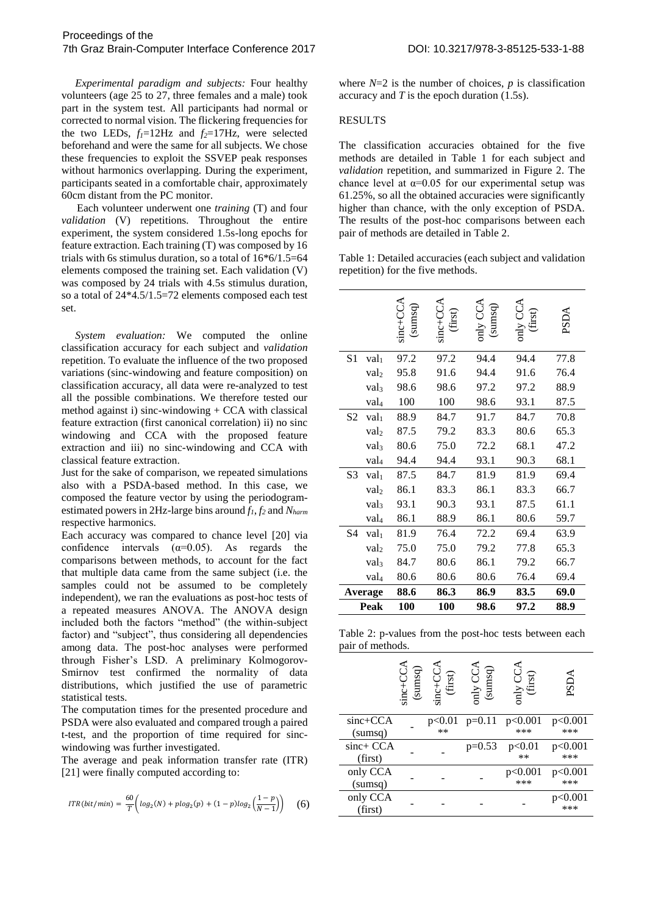*Experimental paradigm and subjects:* Four healthy volunteers (age 25 to 27, three females and a male) took part in the system test. All participants had normal or corrected to normal vision. The flickering frequencies for the two LEDs, $f_1$=12Hz and $f_2$=17Hz, were selected beforehand and were the same for all subjects. We chose these frequencies to exploit the SSVEP peak responses without harmonics overlapping. During the experiment, participants seated in a comfortable chair, approximately 60cm distant from the PC monitor.

Each volunteer underwent one *training* (T) and four *validation* (V) repetitions. Throughout the entire experiment, the system considered 1.5s-long epochs for feature extraction. Each training (T) was composed by 16 trials with 6s stimulus duration, so a total of 16*6/1.5=64 elements composed the training set. Each validation (V) was composed by 24 trials with 4.5s stimulus duration, so a total of 24*4.5/1.5=72 elements composed each test set.

*System evaluation:* We computed the online classification accuracy for each subject and *validation* repetition. To evaluate the influence of the two proposed variations (sinc-windowing and feature composition) on classification accuracy, all data were re-analyzed to test all the possible combinations. We therefore tested our method against i) sinc-windowing + CCA with classical feature extraction (first canonical correlation) ii) no sinc windowing and CCA with the proposed feature extraction and iii) no sinc-windowing and CCA with classical feature extraction.

Just for the sake of comparison, we repeated simulations also with a PSDA-based method. In this case, we composed the feature vector by using the periodogram-estimated powers in 2Hz-large bins around $f_1$, $f_2$ and $N_{harm}$ respective harmonics.

Each accuracy was compared to chance level [20] via confidence intervals ($\alpha$=0.05). As regards the comparisons between methods, to account for the fact that multiple data came from the same subject (i.e. the samples could not be assumed to be completely independent), we ran the evaluations as post-hoc tests of a repeated measures ANOVA. The ANOVA design included both the factors "method" (the within-subject factor) and "subject", thus considering all dependencies among data. The post-hoc analyses were performed through Fisher's LSD. A preliminary Kolmogorov-Smirnov test confirmed the normality of data distributions, which justified the use of parametric statistical tests.

The computation times for the presented procedure and PSDA were also evaluated and compared trough a paired t-test, and the proportion of time required for sinc-windowing was further investigated.

The average and peak information transfer rate (ITR) [21] were finally computed according to:

$$ITR\,(bit/min) = \frac{60}{T}\left(log_2(N) + p\,log_2(p) + (1-p)log_2\left(\frac{1-p}{N-1}\right)\right) \quad (6)$$

where $N$=2 is the number of choices, $p$ is classification accuracy and $T$ is the epoch duration (1.5s).

## RESULTS

The classification accuracies obtained for the five methods are detailed in Table 1 for each subject and *validation* repetition, and summarized in Figure 2. The chance level at $\alpha$=0.05 for our experimental setup was 61.25%, so all the obtained accuracies were significantly higher than chance, with the only exception of PSDA. The results of the post-hoc comparisons between each pair of methods are detailed in Table 2.

Table 1: Detailed accuracies (each subject and validation repetition) for the five methods.

| | | sinc+CCA (sumsq) | sinc+CCA (first) | only CCA (sumsq) | only CCA (first) | PSDA |
|---|---|---|---|---|---|---|
| S1 | $val_1$ | 97.2 | 97.2 | 94.4 | 94.4 | 77.8 |
| | $val_2$ | 95.8 | 91.6 | 94.4 | 91.6 | 76.4 |
| | $val_3$ | 98.6 | 98.6 | 97.2 | 97.2 | 88.9 |
| | $val_4$ | 100 | 100 | 98.6 | 93.1 | 87.5 |
| S2 | $val_1$ | 88.9 | 84.7 | 91.7 | 84.7 | 70.8 |
| | $val_2$ | 87.5 | 79.2 | 83.3 | 80.6 | 65.3 |
| | $val_3$ | 80.6 | 75.0 | 72.2 | 68.1 | 47.2 |
| | $val_4$ | 94.4 | 94.4 | 93.1 | 90.3 | 68.1 |
| S3 | $val_1$ | 87.5 | 84.7 | 81.9 | 81.9 | 69.4 |
| | $val_2$ | 86.1 | 83.3 | 86.1 | 83.3 | 66.7 |
| | $val_3$ | 93.1 | 90.3 | 93.1 | 87.5 | 61.1 |
| | $val_4$ | 86.1 | 88.9 | 86.1 | 80.6 | 59.7 |
| S4 | $val_1$ | 81.9 | 76.4 | 72.2 | 69.4 | 63.9 |
| | $val_2$ | 75.0 | 75.0 | 79.2 | 77.8 | 65.3 |
| | $val_3$ | 84.7 | 80.6 | 86.1 | 79.2 | 66.7 |
| | $val_4$ | 80.6 | 80.6 | 80.6 | 76.4 | 69.4 |
| **Average** | | **88.6** | **86.3** | **86.9** | **83.5** | **69.0** |
| **Peak** | | **100** | **100** | **98.6** | **97.2** | **88.9** |

Table 2: p-values from the post-hoc tests between each pair of methods.

| | sinc+CCA (sumsq) | sinc+CCA (first) | only CCA (sumsq) | only CCA (first) | PSDA |
|---|---|---|---|---|---|
| sinc+CCA (sumsq) | - | p<0.01 ** | p=0.11 | p<0.001 *** | p<0.001 *** |
| sinc+ CCA (first) | - | - | p=0.53 | p<0.01 ** | p<0.001 *** |
| only CCA (sumsq) | - | - | - | p<0.001 *** | p<0.001 *** |
| only CCA (first) | - | - | - | - | p<0.001 *** |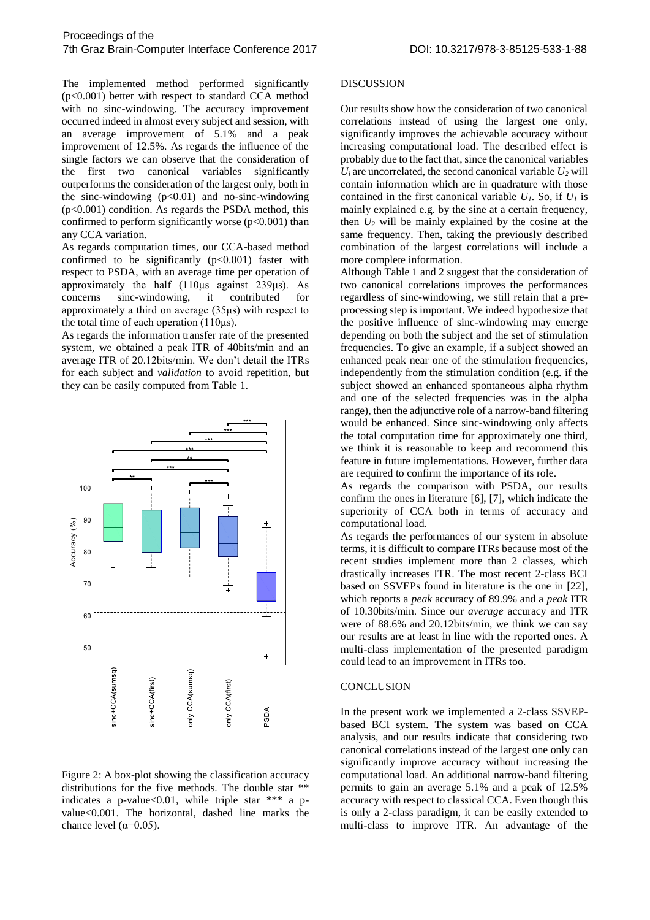The implemented method performed significantly ($p<0.001$) better with respect to standard CCA method with no sinc-windowing. The accuracy improvement occurred indeed in almost every subject and session, with an average improvement of 5.1% and a peak improvement of 12.5%. As regards the influence of the single factors we can observe that the consideration of the first two canonical variables significantly outperforms the consideration of the largest only, both in the sinc-windowing ($p<0.01$) and no-sinc-windowing ($p<0.001$) condition. As regards the PSDA method, this confirmed to perform significantly worse ($p<0.001$) than any CCA variation.

As regards computation times, our CCA-based method confirmed to be significantly ($p<0.001$) faster with respect to PSDA, with an average time per operation of approximately the half (110μs against 239μs). As concerns sinc-windowing, it contributed for approximately a third on average (35μs) with respect to the total time of each operation (110μs).

As regards the information transfer rate of the presented system, we obtained a peak ITR of 40bits/min and an average ITR of 20.12bits/min. We don't detail the ITRs for each subject and *validation* to avoid repetition, but they can be easily computed from Table 1.

Figure 2: A box-plot showing the classification accuracy distributions for the five methods. The double star ** indicates a p-value<0.01, while triple star *** a p-value<0.001. The horizontal, dashed line marks the chance level ($\alpha$=0.05).

DISCUSSION

Our results show how the consideration of two canonical correlations instead of using the largest one only, significantly improves the achievable accuracy without increasing computational load. The described effect is probably due to the fact that, since the canonical variables $U_i$ are uncorrelated, the second canonical variable $U_2$ will contain information which are in quadrature with those contained in the first canonical variable $U_1$. So, if $U_1$ is mainly explained e.g. by the sine at a certain frequency, then $U_2$ will be mainly explained by the cosine at the same frequency. Then, taking the previously described combination of the largest correlations will include a more complete information.

Although Table 1 and 2 suggest that the consideration of two canonical correlations improves the performances regardless of sinc-windowing, we still retain that a pre-processing step is important. We indeed hypothesize that the positive influence of sinc-windowing may emerge depending on both the subject and the set of stimulation frequencies. To give an example, if a subject showed an enhanced peak near one of the stimulation frequencies, independently from the stimulation condition (e.g. if the subject showed an enhanced spontaneous alpha rhythm and one of the selected frequencies was in the alpha range), then the adjunctive role of a narrow-band filtering would be enhanced. Since sinc-windowing only affects the total computation time for approximately one third, we think it is reasonable to keep and recommend this feature in future implementations. However, further data are required to confirm the importance of its role.

As regards the comparison with PSDA, our results confirm the ones in literature [6], [7], which indicate the superiority of CCA both in terms of accuracy and computational load.

As regards the performances of our system in absolute terms, it is difficult to compare ITRs because most of the recent studies implement more than 2 classes, which drastically increases ITR. The most recent 2-class BCI based on SSVEPs found in literature is the one in [22], which reports a *peak* accuracy of 89.9% and a *peak* ITR of 10.30bits/min. Since our *average* accuracy and ITR were of 88.6% and 20.12bits/min, we think we can say our results are at least in line with the reported ones. A multi-class implementation of the presented paradigm could lead to an improvement in ITRs too.

CONCLUSION

In the present work we implemented a 2-class SSVEP-based BCI system. The system was based on CCA analysis, and our results indicate that considering two canonical correlations instead of the largest one only can significantly improve accuracy without increasing the computational load. An additional narrow-band filtering permits to gain an average 5.1% and a peak of 12.5% accuracy with respect to classical CCA. Even though this is only a 2-class paradigm, it can be easily extended to multi-class to improve ITR. An advantage of the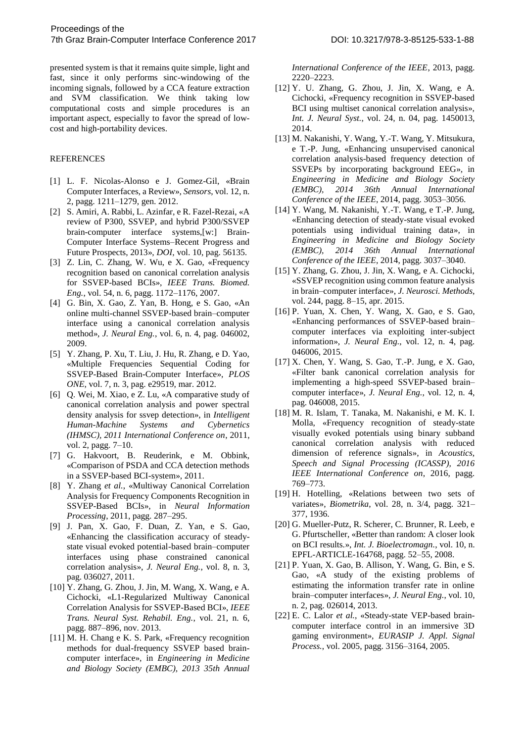presented system is that it remains quite simple, light and fast, since it only performs sinc-windowing of the incoming signals, followed by a CCA feature extraction and SVM classification. We think taking low computational costs and simple procedures is an important aspect, especially to favor the spread of low-cost and high-portability devices.

## REFERENCES

[1] L. F. Nicolas-Alonso e J. Gomez-Gil, «Brain Computer Interfaces, a Review», *Sensors*, vol. 12, n. 2, pagg. 1211–1279, gen. 2012.

[2] S. Amiri, A. Rabbi, L. Azinfar, e R. Fazel-Rezai, «A review of P300, SSVEP, and hybrid P300/SSVEP brain-computer interface systems,[w:] Brain-Computer Interface Systems–Recent Progress and Future Prospects, 2013», *DOI*, vol. 10, pag. 56135.

[3] Z. Lin, C. Zhang, W. Wu, e X. Gao, «Frequency recognition based on canonical correlation analysis for SSVEP-based BCIs», *IEEE Trans. Biomed. Eng.*, vol. 54, n. 6, pagg. 1172–1176, 2007.

[4] G. Bin, X. Gao, Z. Yan, B. Hong, e S. Gao, «An online multi-channel SSVEP-based brain–computer interface using a canonical correlation analysis method», *J. Neural Eng.*, vol. 6, n. 4, pag. 046002, 2009.

[5] Y. Zhang, P. Xu, T. Liu, J. Hu, R. Zhang, e D. Yao, «Multiple Frequencies Sequential Coding for SSVEP-Based Brain-Computer Interface», *PLOS ONE*, vol. 7, n. 3, pag. e29519, mar. 2012.

[6] Q. Wei, M. Xiao, e Z. Lu, «A comparative study of canonical correlation analysis and power spectral density analysis for ssvep detection», in *Intelligent Human-Machine Systems and Cybernetics (IHMSC), 2011 International Conference on*, 2011, vol. 2, pagg. 7–10.

[7] G. Hakvoort, B. Reuderink, e M. Obbink, «Comparison of PSDA and CCA detection methods in a SSVEP-based BCI-system», 2011.

[8] Y. Zhang *et al.*, «Multiway Canonical Correlation Analysis for Frequency Components Recognition in SSVEP-Based BCIs», in *Neural Information Processing*, 2011, pagg. 287–295.

[9] J. Pan, X. Gao, F. Duan, Z. Yan, e S. Gao, «Enhancing the classification accuracy of steady-state visual evoked potential-based brain–computer interfaces using phase constrained canonical correlation analysis», *J. Neural Eng.*, vol. 8, n. 3, pag. 036027, 2011.

[10] Y. Zhang, G. Zhou, J. Jin, M. Wang, X. Wang, e A. Cichocki, «L1-Regularized Multiway Canonical Correlation Analysis for SSVEP-Based BCI», *IEEE Trans. Neural Syst. Rehabil. Eng.*, vol. 21, n. 6, pagg. 887–896, nov. 2013.

[11] M. H. Chang e K. S. Park, «Frequency recognition methods for dual-frequency SSVEP based brain-computer interface», in *Engineering in Medicine and Biology Society (EMBC), 2013 35th Annual International Conference of the IEEE*, 2013, pagg. 2220–2223.

[12] Y. U. Zhang, G. Zhou, J. Jin, X. Wang, e A. Cichocki, «Frequency recognition in SSVEP-based BCI using multiset canonical correlation analysis», *Int. J. Neural Syst.*, vol. 24, n. 04, pag. 1450013, 2014.

[13] M. Nakanishi, Y. Wang, Y.-T. Wang, Y. Mitsukura, e T.-P. Jung, «Enhancing unsupervised canonical correlation analysis-based frequency detection of SSVEPs by incorporating background EEG», in *Engineering in Medicine and Biology Society (EMBC), 2014 36th Annual International Conference of the IEEE*, 2014, pagg. 3053–3056.

[14] Y. Wang, M. Nakanishi, Y.-T. Wang, e T.-P. Jung, «Enhancing detection of steady-state visual evoked potentials using individual training data», in *Engineering in Medicine and Biology Society (EMBC), 2014 36th Annual International Conference of the IEEE*, 2014, pagg. 3037–3040.

[15] Y. Zhang, G. Zhou, J. Jin, X. Wang, e A. Cichocki, «SSVEP recognition using common feature analysis in brain–computer interface», *J. Neurosci. Methods*, vol. 244, pagg. 8–15, apr. 2015.

[16] P. Yuan, X. Chen, Y. Wang, X. Gao, e S. Gao, «Enhancing performances of SSVEP-based brain–computer interfaces via exploiting inter-subject information», *J. Neural Eng.*, vol. 12, n. 4, pag. 046006, 2015.

[17] X. Chen, Y. Wang, S. Gao, T.-P. Jung, e X. Gao, «Filter bank canonical correlation analysis for implementing a high-speed SSVEP-based brain–computer interface», *J. Neural Eng.*, vol. 12, n. 4, pag. 046008, 2015.

[18] M. R. Islam, T. Tanaka, M. Nakanishi, e M. K. I. Molla, «Frequency recognition of steady-state visually evoked potentials using binary subband canonical correlation analysis with reduced dimension of reference signals», in *Acoustics, Speech and Signal Processing (ICASSP), 2016 IEEE International Conference on*, 2016, pagg. 769–773.

[19] H. Hotelling, «Relations between two sets of variates», *Biometrika*, vol. 28, n. 3/4, pagg. 321–377, 1936.

[20] G. Mueller-Putz, R. Scherer, C. Brunner, R. Leeb, e G. Pfurtscheller, «Better than random: A closer look on BCI results.», *Int. J. Bioelectromagn.*, vol. 10, n. EPFL-ARTICLE-164768, pagg. 52–55, 2008.

[21] P. Yuan, X. Gao, B. Allison, Y. Wang, G. Bin, e S. Gao, «A study of the existing problems of estimating the information transfer rate in online brain–computer interfaces», *J. Neural Eng.*, vol. 10, n. 2, pag. 026014, 2013.

[22] E. C. Lalor *et al.*, «Steady-state VEP-based brain-computer interface control in an immersive 3D gaming environment», *EURASIP J. Appl. Signal Process.*, vol. 2005, pagg. 3156–3164, 2005.